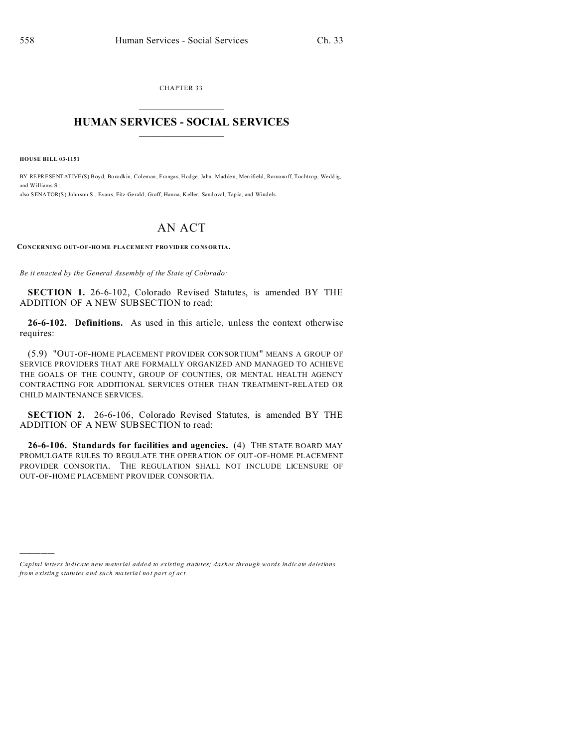CHAPTER 33

# HUMAN SERVICES - SOCIAL SERVICES

**HOUSE BILL 03-1151**

BY REPRESENTATIVE(S) Boyd, Borodkin, Coleman, Frangas, Hodge, Jahn, Madden, Merrifield, Romanoff, Tochtrop, Weddig, and Williams S.;
also SENATOR(S) Johnson S., Evans, Fitz-Gerald, Groff, Hanna, Keller, Sandoval, Tapia, and Windels.

# AN ACT

**CONCERNING OUT-OF-HOME PLACEMENT PROVIDER CONSORTIA.**

*Be it enacted by the General Assembly of the State of Colorado:*

**SECTION 1.** 26-6-102, Colorado Revised Statutes, is amended BY THE ADDITION OF A NEW SUBSECTION to read:

**26-6-102. Definitions.** As used in this article, unless the context otherwise requires:

(5.9) "OUT-OF-HOME PLACEMENT PROVIDER CONSORTIUM" MEANS A GROUP OF SERVICE PROVIDERS THAT ARE FORMALLY ORGANIZED AND MANAGED TO ACHIEVE THE GOALS OF THE COUNTY, GROUP OF COUNTIES, OR MENTAL HEALTH AGENCY CONTRACTING FOR ADDITIONAL SERVICES OTHER THAN TREATMENT-RELATED OR CHILD MAINTENANCE SERVICES.

**SECTION 2.** 26-6-106, Colorado Revised Statutes, is amended BY THE ADDITION OF A NEW SUBSECTION to read:

**26-6-106. Standards for facilities and agencies.** (4) THE STATE BOARD MAY PROMULGATE RULES TO REGULATE THE OPERATION OF OUT-OF-HOME PLACEMENT PROVIDER CONSORTIA. THE REGULATION SHALL NOT INCLUDE LICENSURE OF OUT-OF-HOME PLACEMENT PROVIDER CONSORTIA.

---

*Capital letters indicate new material added to existing statutes; dashes through words indicate deletions from existing statutes and such material not part of act.*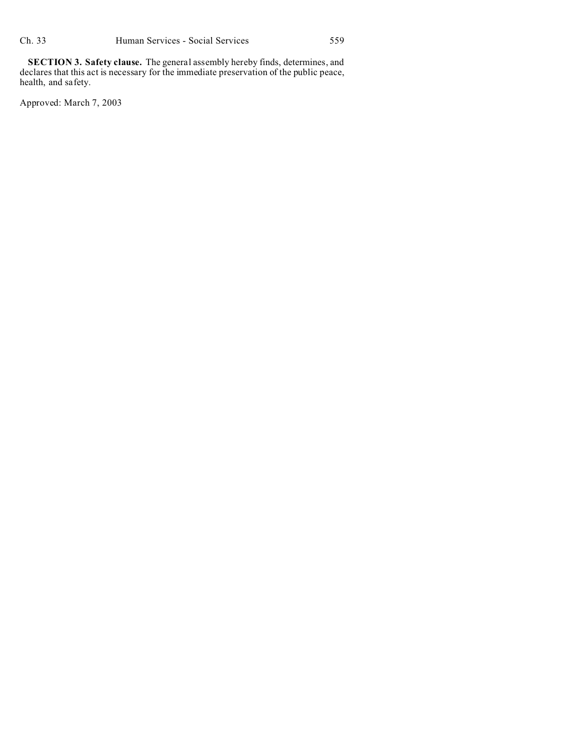**SECTION 3. Safety clause.** The general assembly hereby finds, determines, and declares that this act is necessary for the immediate preservation of the public peace, health, and safety.

Approved: March 7, 2003